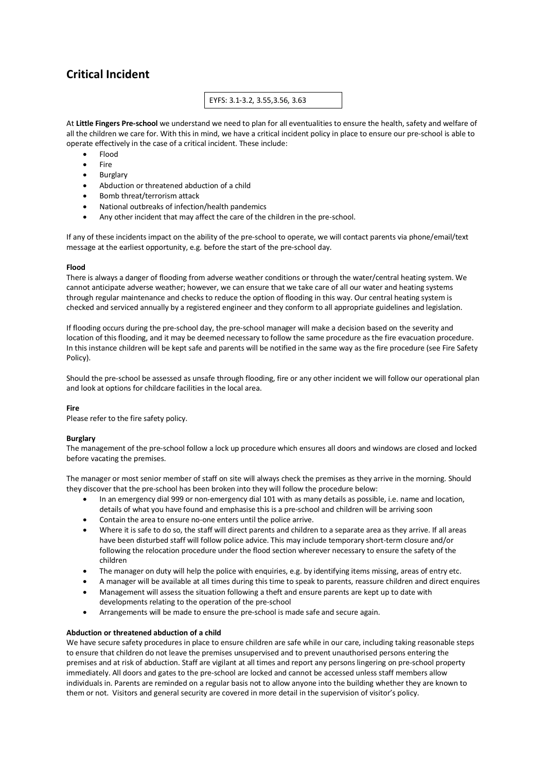# Critical Incident

EYFS: 3.1-3.2, 3.55,3.56, 3.63

At **Little Fingers Pre-school** we understand we need to plan for all eventualities to ensure the health, safety and welfare of all the children we care for. With this in mind, we have a critical incident policy in place to ensure our pre-school is able to operate effectively in the case of a critical incident. These include:

- Flood
- Fire
- Burglary
- Abduction or threatened abduction of a child
- Bomb threat/terrorism attack
- National outbreaks of infection/health pandemics
- Any other incident that may affect the care of the children in the pre-school.

If any of these incidents impact on the ability of the pre-school to operate, we will contact parents via phone/email/text message at the earliest opportunity, e.g. before the start of the pre-school day.

**Flood**

There is always a danger of flooding from adverse weather conditions or through the water/central heating system. We cannot anticipate adverse weather; however, we can ensure that we take care of all our water and heating systems through regular maintenance and checks to reduce the option of flooding in this way. Our central heating system is checked and serviced annually by a registered engineer and they conform to all appropriate guidelines and legislation.

If flooding occurs during the pre-school day, the pre-school manager will make a decision based on the severity and location of this flooding, and it may be deemed necessary to follow the same procedure as the fire evacuation procedure. In this instance children will be kept safe and parents will be notified in the same way as the fire procedure (see Fire Safety Policy).

Should the pre-school be assessed as unsafe through flooding, fire or any other incident we will follow our operational plan and look at options for childcare facilities in the local area.

**Fire**

Please refer to the fire safety policy.

**Burglary**

The management of the pre-school follow a lock up procedure which ensures all doors and windows are closed and locked before vacating the premises.

The manager or most senior member of staff on site will always check the premises as they arrive in the morning. Should they discover that the pre-school has been broken into they will follow the procedure below:

- In an emergency dial 999 or non-emergency dial 101 with as many details as possible, i.e. name and location, details of what you have found and emphasise this is a pre-school and children will be arriving soon
- Contain the area to ensure no-one enters until the police arrive.
- Where it is safe to do so, the staff will direct parents and children to a separate area as they arrive. If all areas have been disturbed staff will follow police advice. This may include temporary short-term closure and/or following the relocation procedure under the flood section wherever necessary to ensure the safety of the children
- The manager on duty will help the police with enquiries, e.g. by identifying items missing, areas of entry etc.
- A manager will be available at all times during this time to speak to parents, reassure children and direct enquires
- Management will assess the situation following a theft and ensure parents are kept up to date with developments relating to the operation of the pre-school
- Arrangements will be made to ensure the pre-school is made safe and secure again.

**Abduction or threatened abduction of a child**

We have secure safety procedures in place to ensure children are safe while in our care, including taking reasonable steps to ensure that children do not leave the premises unsupervised and to prevent unauthorised persons entering the premises and at risk of abduction. Staff are vigilant at all times and report any persons lingering on pre-school property immediately. All doors and gates to the pre-school are locked and cannot be accessed unless staff members allow individuals in. Parents are reminded on a regular basis not to allow anyone into the building whether they are known to them or not. Visitors and general security are covered in more detail in the supervision of visitor's policy.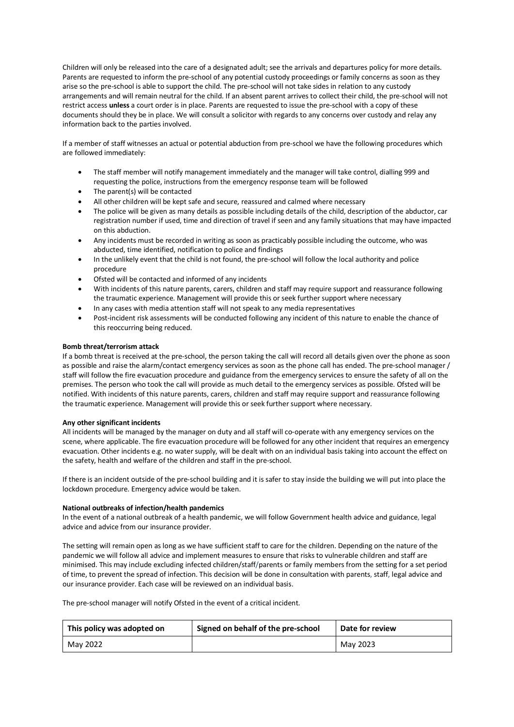Children will only be released into the care of a designated adult; see the arrivals and departures policy for more details. Parents are requested to inform the pre-school of any potential custody proceedings or family concerns as soon as they arise so the pre-school is able to support the child. The pre-school will not take sides in relation to any custody arrangements and will remain neutral for the child. If an absent parent arrives to collect their child, the pre-school will not restrict access **unless** a court order is in place. Parents are requested to issue the pre-school with a copy of these documents should they be in place. We will consult a solicitor with regards to any concerns over custody and relay any information back to the parties involved.

If a member of staff witnesses an actual or potential abduction from pre-school we have the following procedures which are followed immediately:

- The staff member will notify management immediately and the manager will take control, dialling 999 and requesting the police, instructions from the emergency response team will be followed
- The parent(s) will be contacted
- All other children will be kept safe and secure, reassured and calmed where necessary
- The police will be given as many details as possible including details of the child, description of the abductor, car registration number if used, time and direction of travel if seen and any family situations that may have impacted on this abduction.
- Any incidents must be recorded in writing as soon as practicably possible including the outcome, who was abducted, time identified, notification to police and findings
- In the unlikely event that the child is not found, the pre-school will follow the local authority and police procedure
- Ofsted will be contacted and informed of any incidents
- With incidents of this nature parents, carers, children and staff may require support and reassurance following the traumatic experience. Management will provide this or seek further support where necessary
- In any cases with media attention staff will not speak to any media representatives
- Post-incident risk assessments will be conducted following any incident of this nature to enable the chance of this reoccurring being reduced.

**Bomb threat/terrorism attack**

If a bomb threat is received at the pre-school, the person taking the call will record all details given over the phone as soon as possible and raise the alarm/contact emergency services as soon as the phone call has ended. The pre-school manager / staff will follow the fire evacuation procedure and guidance from the emergency services to ensure the safety of all on the premises. The person who took the call will provide as much detail to the emergency services as possible. Ofsted will be notified. With incidents of this nature parents, carers, children and staff may require support and reassurance following the traumatic experience. Management will provide this or seek further support where necessary.

**Any other significant incidents**

All incidents will be managed by the manager on duty and all staff will co-operate with any emergency services on the scene, where applicable. The fire evacuation procedure will be followed for any other incident that requires an emergency evacuation. Other incidents e.g. no water supply, will be dealt with on an individual basis taking into account the effect on the safety, health and welfare of the children and staff in the pre-school.

If there is an incident outside of the pre-school building and it is safer to stay inside the building we will put into place the lockdown procedure. Emergency advice would be taken.

**National outbreaks of infection/health pandemics**

In the event of a national outbreak of a health pandemic, we will follow Government health advice and guidance, legal advice and advice from our insurance provider.

The setting will remain open as long as we have sufficient staff to care for the children. Depending on the nature of the pandemic we will follow all advice and implement measures to ensure that risks to vulnerable children and staff are minimised. This may include excluding infected children/staff/parents or family members from the setting for a set period of time, to prevent the spread of infection. This decision will be done in consultation with parents, staff, legal advice and our insurance provider. Each case will be reviewed on an individual basis.

The pre-school manager will notify Ofsted in the event of a critical incident.

| This policy was adopted on | Signed on behalf of the pre-school | Date for review |
|---|---|---|
| May 2022 | | May 2023 |